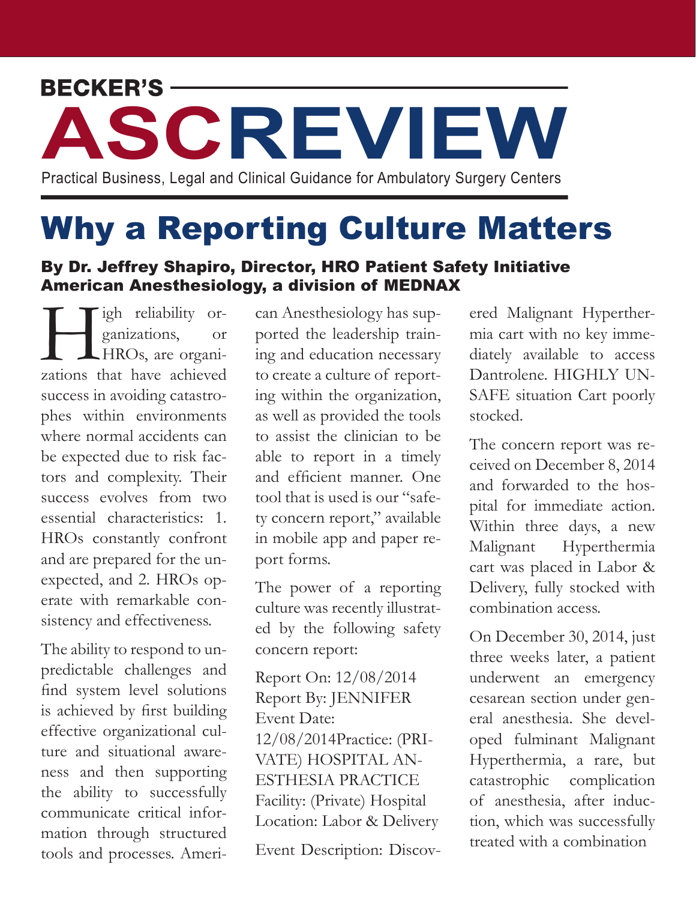# BECKER'S ASC REVIEW

Practical Business, Legal and Clinical Guidance for Ambulatory Surgery Centers

## Why a Reporting Culture Matters

**By Dr. Jeffrey Shapiro, Director, HRO Patient Safety Initiative American Anesthesiology, a division of MEDNAX**

High reliability organizations, or HROs, are organizations that have achieved success in avoiding catastrophes within environments where normal accidents can be expected due to risk factors and complexity. Their success evolves from two essential characteristics: 1. HROs constantly confront and are prepared for the unexpected, and 2. HROs operate with remarkable consistency and effectiveness.

The ability to respond to unpredictable challenges and find system level solutions is achieved by first building effective organizational culture and situational awareness and then supporting the ability to successfully communicate critical information through structured tools and processes. American Anesthesiology has supported the leadership training and education necessary to create a culture of reporting within the organization, as well as provided the tools to assist the clinician to be able to report in a timely and efficient manner. One tool that is used is our "safety concern report," available in mobile app and paper report forms.

The power of a reporting culture was recently illustrated by the following safety concern report:

Report On: 12/08/2014
Report By: JENNIFER
Event Date: 12/08/2014Practice: (PRIVATE) HOSPITAL ANESTHESIA PRACTICE
Facility: (Private) Hospital
Location: Labor & Delivery

Event Description: Discovered Malignant Hyperthermia cart with no key immediately available to access Dantrolene. HIGHLY UNSAFE situation Cart poorly stocked.

The concern report was received on December 8, 2014 and forwarded to the hospital for immediate action. Within three days, a new Malignant Hyperthermia cart was placed in Labor & Delivery, fully stocked with combination access.

On December 30, 2014, just three weeks later, a patient underwent an emergency cesarean section under general anesthesia. She developed fulminant Malignant Hyperthermia, a rare, but catastrophic complication of anesthesia, after induction, which was successfully treated with a combination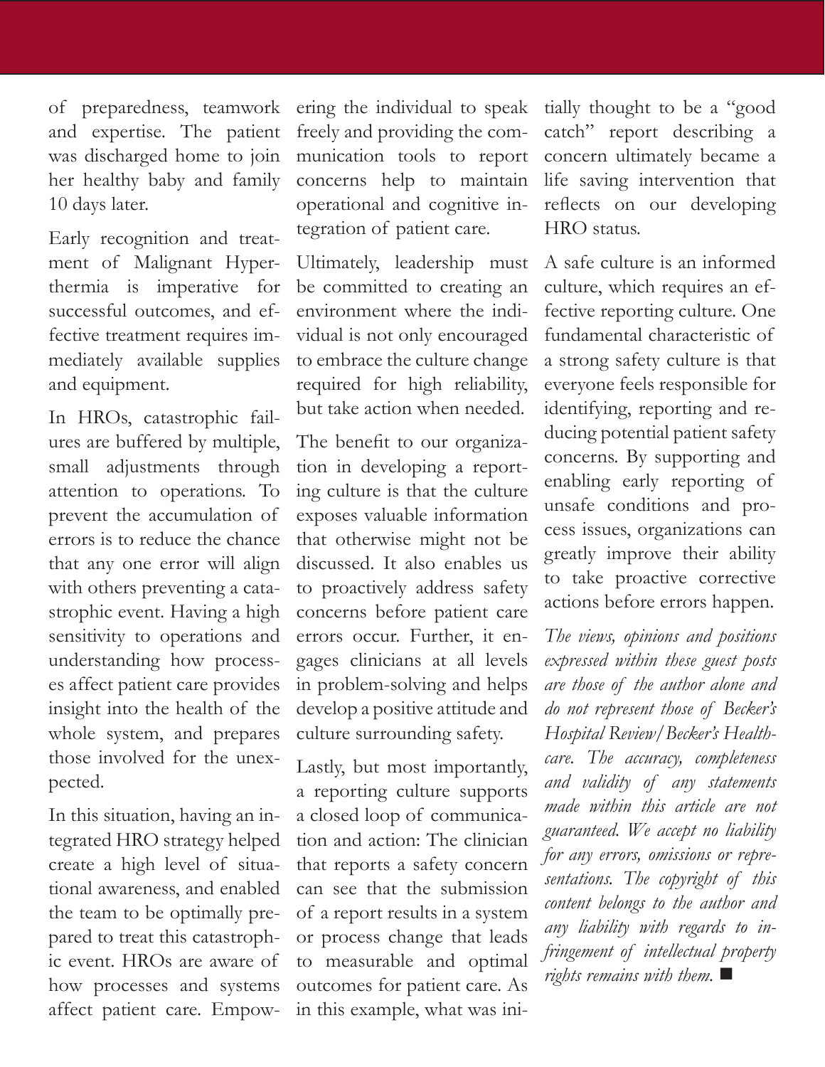of preparedness, teamwork and expertise. The patient was discharged home to join her healthy baby and family 10 days later.

Early recognition and treatment of Malignant Hyperthermia is imperative for successful outcomes, and effective treatment requires immediately available supplies and equipment.

In HROs, catastrophic failures are buffered by multiple, small adjustments through attention to operations. To prevent the accumulation of errors is to reduce the chance that any one error will align with others preventing a catastrophic event. Having a high sensitivity to operations and understanding how processes affect patient care provides insight into the health of the whole system, and prepares those involved for the unexpected.

In this situation, having an integrated HRO strategy helped create a high level of situational awareness, and enabled the team to be optimally prepared to treat this catastrophic event. HROs are aware of how processes and systems affect patient care. Empowering the individual to speak freely and providing the communication tools to report concerns help to maintain operational and cognitive integration of patient care.

Ultimately, leadership must be committed to creating an environment where the individual is not only encouraged to embrace the culture change required for high reliability, but take action when needed.

The benefit to our organization in developing a reporting culture is that the culture exposes valuable information that otherwise might not be discussed. It also enables us to proactively address safety concerns before patient care errors occur. Further, it engages clinicians at all levels in problem-solving and helps develop a positive attitude and culture surrounding safety.

Lastly, but most importantly, a reporting culture supports a closed loop of communication and action: The clinician that reports a safety concern can see that the submission of a report results in a system or process change that leads to measurable and optimal outcomes for patient care. As in this example, what was initially thought to be a "good catch" report describing a concern ultimately became a life saving intervention that reflects on our developing HRO status.

A safe culture is an informed culture, which requires an effective reporting culture. One fundamental characteristic of a strong safety culture is that everyone feels responsible for identifying, reporting and reducing potential patient safety concerns. By supporting and enabling early reporting of unsafe conditions and process issues, organizations can greatly improve their ability to take proactive corrective actions before errors happen.

*The views, opinions and positions expressed within these guest posts are those of the author alone and do not represent those of Becker's Hospital Review/Becker's Healthcare. The accuracy, completeness and validity of any statements made within this article are not guaranteed. We accept no liability for any errors, omissions or representations. The copyright of this content belongs to the author and any liability with regards to infringement of intellectual property rights remains with them.* ■